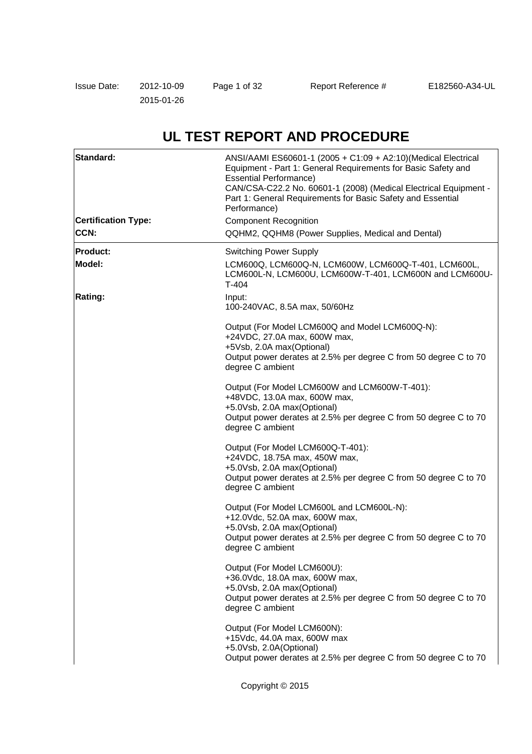Issue Date: 2012-10-09
2015-01-26

Report Reference # E182560-A34-UL

# UL TEST REPORT AND PROCEDURE

| | |
|---|---|
| **Standard:** | ANSI/AAMI ES60601-1 (2005 + C1:09 + A2:10)(Medical Electrical Equipment - Part 1: General Requirements for Basic Safety and Essential Performance)<br>CAN/CSA-C22.2 No. 60601-1 (2008) (Medical Electrical Equipment - Part 1: General Requirements for Basic Safety and Essential Performance) |
| **Certification Type:** | Component Recognition |
| **CCN:** | QQHM2, QQHM8 (Power Supplies, Medical and Dental) |
| **Product:** | Switching Power Supply |
| **Model:** | LCM600Q, LCM600Q-N, LCM600W, LCM600Q-T-401, LCM600L, LCM600L-N, LCM600U, LCM600W-T-401, LCM600N and LCM600U-T-404 |
| **Rating:** | Input:<br>100-240VAC, 8.5A max, 50/60Hz<br><br>Output (For Model LCM600Q and Model LCM600Q-N):<br>+24VDC, 27.0A max, 600W max,<br>+5Vsb, 2.0A max(Optional)<br>Output power derates at 2.5% per degree C from 50 degree C to 70 degree C ambient<br><br>Output (For Model LCM600W and LCM600W-T-401):<br>+48VDC, 13.0A max, 600W max,<br>+5.0Vsb, 2.0A max(Optional)<br>Output power derates at 2.5% per degree C from 50 degree C to 70 degree C ambient<br><br>Output (For Model LCM600Q-T-401):<br>+24VDC, 18.75A max, 450W max,<br>+5.0Vsb, 2.0A max(Optional)<br>Output power derates at 2.5% per degree C from 50 degree C to 70 degree C ambient<br><br>Output (For Model LCM600L and LCM600L-N):<br>+12.0Vdc, 52.0A max, 600W max,<br>+5.0Vsb, 2.0A max(Optional)<br>Output power derates at 2.5% per degree C from 50 degree C to 70 degree C ambient<br><br>Output (For Model LCM600U):<br>+36.0Vdc, 18.0A max, 600W max,<br>+5.0Vsb, 2.0A max(Optional)<br>Output power derates at 2.5% per degree C from 50 degree C to 70 degree C ambient<br><br>Output (For Model LCM600N):<br>+15Vdc, 44.0A max, 600W max<br>+5.0Vsb, 2.0A(Optional)<br>Output power derates at 2.5% per degree C from 50 degree C to 70 |

Copyright © 2015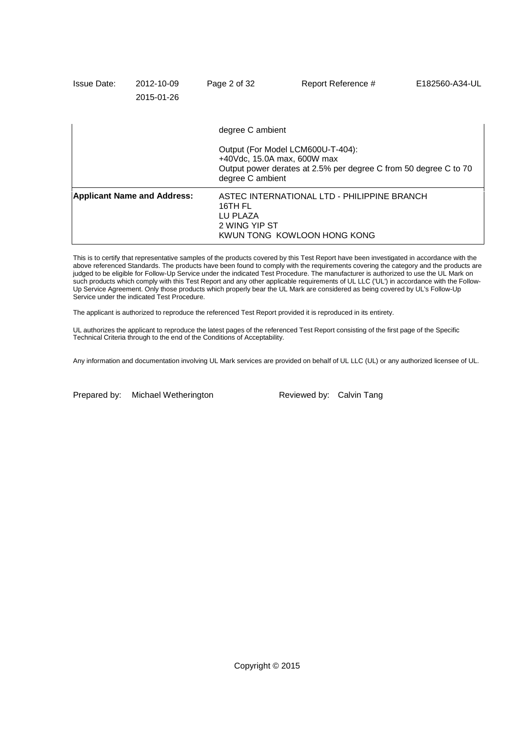| | |
|---|---|
| | degree C ambient<br><br>Output (For Model LCM600U-T-404):<br>+40Vdc, 15.0A max, 600W max<br>Output power derates at 2.5% per degree C from 50 degree C to 70 degree C ambient |
| **Applicant Name and Address:** | ASTEC INTERNATIONAL LTD - PHILIPPINE BRANCH<br>16TH FL<br>LU PLAZA<br>2 WING YIP ST<br>KWUN TONG KOWLOON HONG KONG |

This is to certify that representative samples of the products covered by this Test Report have been investigated in accordance with the above referenced Standards. The products have been found to comply with the requirements covering the category and the products are judged to be eligible for Follow-Up Service under the indicated Test Procedure. The manufacturer is authorized to use the UL Mark on such products which comply with this Test Report and any other applicable requirements of UL LLC ('UL') in accordance with the Follow-Up Service Agreement. Only those products which properly bear the UL Mark are considered as being covered by UL's Follow-Up Service under the indicated Test Procedure.

The applicant is authorized to reproduce the referenced Test Report provided it is reproduced in its entirety.

UL authorizes the applicant to reproduce the latest pages of the referenced Test Report consisting of the first page of the Specific Technical Criteria through to the end of the Conditions of Acceptability.

Any information and documentation involving UL Mark services are provided on behalf of UL LLC (UL) or any authorized licensee of UL.

Prepared by: Michael Wetherington Reviewed by: Calvin Tang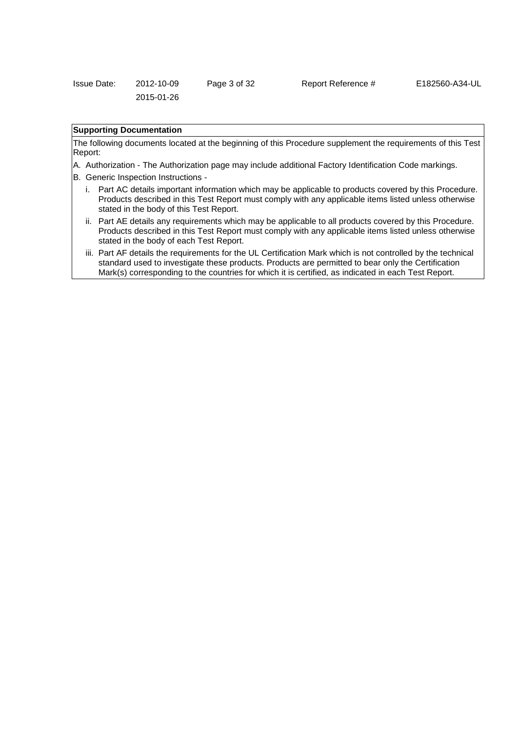**Supporting Documentation**

The following documents located at the beginning of this Procedure supplement the requirements of this Test Report:

A. Authorization - The Authorization page may include additional Factory Identification Code markings.

B. Generic Inspection Instructions -

   i. Part AC details important information which may be applicable to products covered by this Procedure. Products described in this Test Report must comply with any applicable items listed unless otherwise stated in the body of this Test Report.

   ii. Part AE details any requirements which may be applicable to all products covered by this Procedure. Products described in this Test Report must comply with any applicable items listed unless otherwise stated in the body of each Test Report.

   iii. Part AF details the requirements for the UL Certification Mark which is not controlled by the technical standard used to investigate these products. Products are permitted to bear only the Certification Mark(s) corresponding to the countries for which it is certified, as indicated in each Test Report.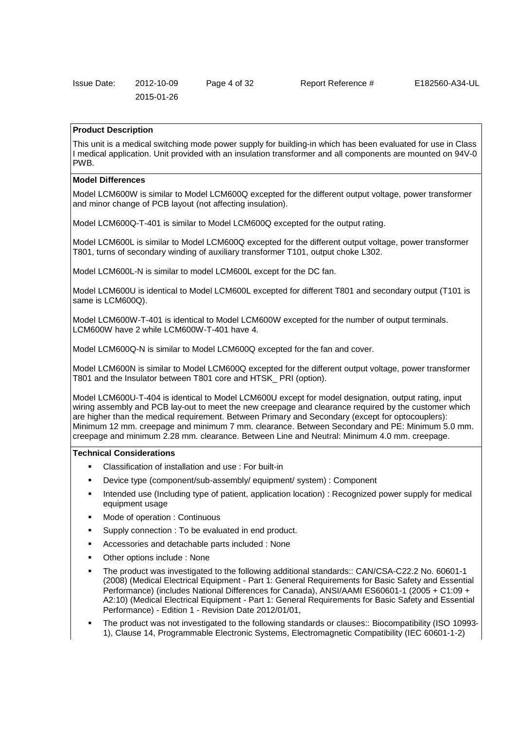**Product Description**

This unit is a medical switching mode power supply for building-in which has been evaluated for use in Class I medical application. Unit provided with an insulation transformer and all components are mounted on 94V-0 PWB.

**Model Differences**

Model LCM600W is similar to Model LCM600Q excepted for the different output voltage, power transformer and minor change of PCB layout (not affecting insulation).

Model LCM600Q-T-401 is similar to Model LCM600Q excepted for the output rating.

Model LCM600L is similar to Model LCM600Q excepted for the different output voltage, power transformer T801, turns of secondary winding of auxiliary transformer T101, output choke L302.

Model LCM600L-N is similar to model LCM600L except for the DC fan.

Model LCM600U is identical to Model LCM600L excepted for different T801 and secondary output (T101 is same is LCM600Q).

Model LCM600W-T-401 is identical to Model LCM600W excepted for the number of output terminals. LCM600W have 2 while LCM600W-T-401 have 4.

Model LCM600Q-N is similar to Model LCM600Q excepted for the fan and cover.

Model LCM600N is similar to Model LCM600Q excepted for the different output voltage, power transformer T801 and the Insulator between T801 core and HTSK_ PRI (option).

Model LCM600U-T-404 is identical to Model LCM600U except for model designation, output rating, input wiring assembly and PCB lay-out to meet the new creepage and clearance required by the customer which are higher than the medical requirement. Between Primary and Secondary (except for optocouplers): Minimum 12 mm. creepage and minimum 7 mm. clearance. Between Secondary and PE: Minimum 5.0 mm. creepage and minimum 2.28 mm. clearance. Between Line and Neutral: Minimum 4.0 mm. creepage.

**Technical Considerations**

- Classification of installation and use : For built-in
- Device type (component/sub-assembly/ equipment/ system) : Component
- Intended use (Including type of patient, application location) : Recognized power supply for medical equipment usage
- Mode of operation : Continuous
- Supply connection : To be evaluated in end product.
- Accessories and detachable parts included : None
- Other options include : None
- The product was investigated to the following additional standards:: CAN/CSA-C22.2 No. 60601-1 (2008) (Medical Electrical Equipment - Part 1: General Requirements for Basic Safety and Essential Performance) (includes National Differences for Canada), ANSI/AAMI ES60601-1 (2005 + C1:09 + A2:10) (Medical Electrical Equipment - Part 1: General Requirements for Basic Safety and Essential Performance) - Edition 1 - Revision Date 2012/01/01,
- The product was not investigated to the following standards or clauses:: Biocompatibility (ISO 10993-1), Clause 14, Programmable Electronic Systems, Electromagnetic Compatibility (IEC 60601-1-2)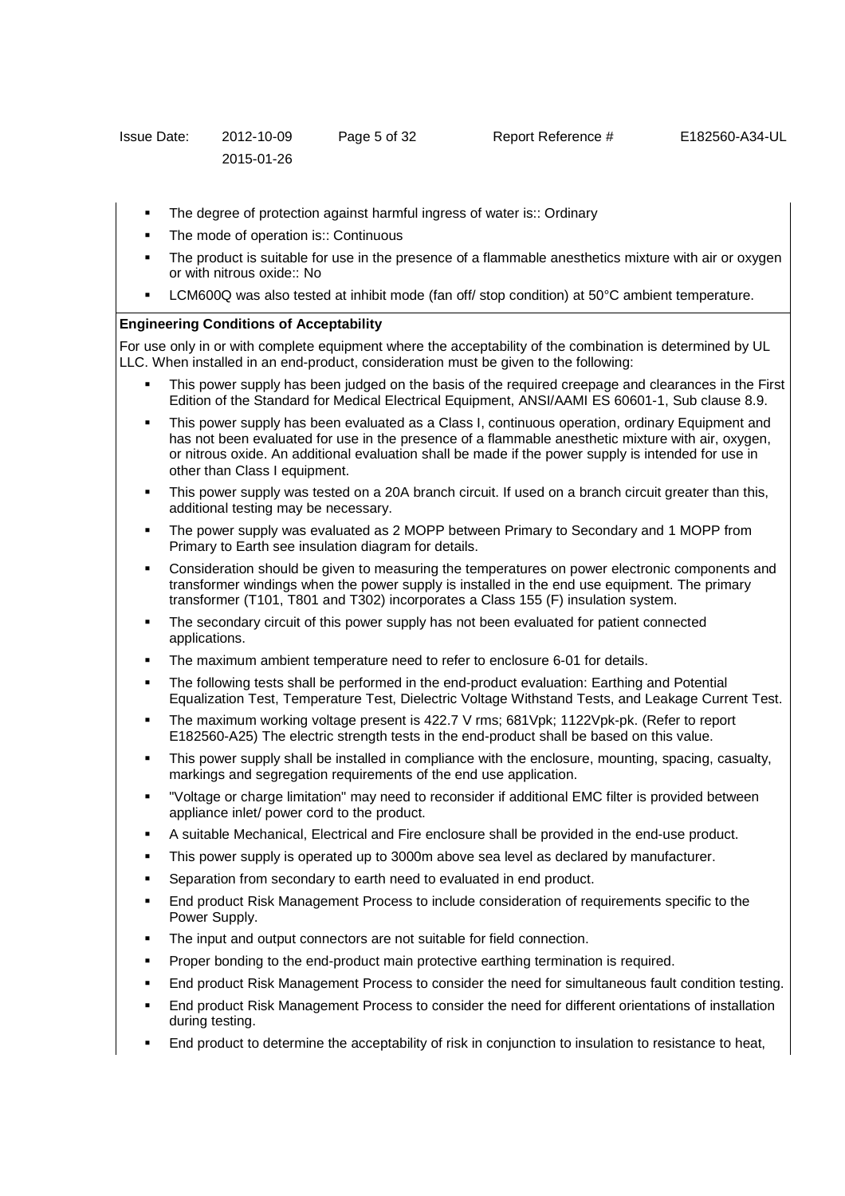- The degree of protection against harmful ingress of water is:: Ordinary
- The mode of operation is:: Continuous
- The product is suitable for use in the presence of a flammable anesthetics mixture with air or oxygen or with nitrous oxide:: No
- LCM600Q was also tested at inhibit mode (fan off/ stop condition) at 50°C ambient temperature.

**Engineering Conditions of Acceptability**

For use only in or with complete equipment where the acceptability of the combination is determined by UL LLC. When installed in an end-product, consideration must be given to the following:

- This power supply has been judged on the basis of the required creepage and clearances in the First Edition of the Standard for Medical Electrical Equipment, ANSI/AAMI ES 60601-1, Sub clause 8.9.
- This power supply has been evaluated as a Class I, continuous operation, ordinary Equipment and has not been evaluated for use in the presence of a flammable anesthetic mixture with air, oxygen, or nitrous oxide. An additional evaluation shall be made if the power supply is intended for use in other than Class I equipment.
- This power supply was tested on a 20A branch circuit. If used on a branch circuit greater than this, additional testing may be necessary.
- The power supply was evaluated as 2 MOPP between Primary to Secondary and 1 MOPP from Primary to Earth see insulation diagram for details.
- Consideration should be given to measuring the temperatures on power electronic components and transformer windings when the power supply is installed in the end use equipment. The primary transformer (T101, T801 and T302) incorporates a Class 155 (F) insulation system.
- The secondary circuit of this power supply has not been evaluated for patient connected applications.
- The maximum ambient temperature need to refer to enclosure 6-01 for details.
- The following tests shall be performed in the end-product evaluation: Earthing and Potential Equalization Test, Temperature Test, Dielectric Voltage Withstand Tests, and Leakage Current Test.
- The maximum working voltage present is 422.7 V rms; 681Vpk; 1122Vpk-pk. (Refer to report E182560-A25) The electric strength tests in the end-product shall be based on this value.
- This power supply shall be installed in compliance with the enclosure, mounting, spacing, casualty, markings and segregation requirements of the end use application.
- "Voltage or charge limitation" may need to reconsider if additional EMC filter is provided between appliance inlet/ power cord to the product.
- A suitable Mechanical, Electrical and Fire enclosure shall be provided in the end-use product.
- This power supply is operated up to 3000m above sea level as declared by manufacturer.
- Separation from secondary to earth need to evaluated in end product.
- End product Risk Management Process to include consideration of requirements specific to the Power Supply.
- The input and output connectors are not suitable for field connection.
- Proper bonding to the end-product main protective earthing termination is required.
- End product Risk Management Process to consider the need for simultaneous fault condition testing.
- End product Risk Management Process to consider the need for different orientations of installation during testing.
- End product to determine the acceptability of risk in conjunction to insulation to resistance to heat,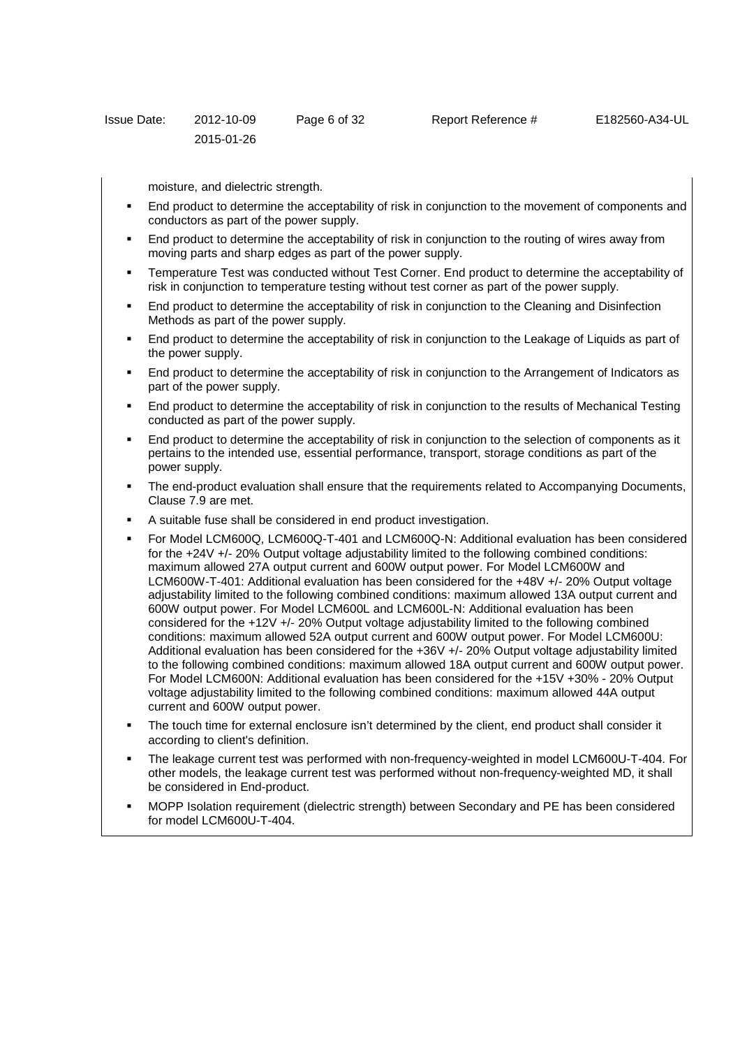moisture, and dielectric strength.

- End product to determine the acceptability of risk in conjunction to the movement of components and conductors as part of the power supply.
- End product to determine the acceptability of risk in conjunction to the routing of wires away from moving parts and sharp edges as part of the power supply.
- Temperature Test was conducted without Test Corner. End product to determine the acceptability of risk in conjunction to temperature testing without test corner as part of the power supply.
- End product to determine the acceptability of risk in conjunction to the Cleaning and Disinfection Methods as part of the power supply.
- End product to determine the acceptability of risk in conjunction to the Leakage of Liquids as part of the power supply.
- End product to determine the acceptability of risk in conjunction to the Arrangement of Indicators as part of the power supply.
- End product to determine the acceptability of risk in conjunction to the results of Mechanical Testing conducted as part of the power supply.
- End product to determine the acceptability of risk in conjunction to the selection of components as it pertains to the intended use, essential performance, transport, storage conditions as part of the power supply.
- The end-product evaluation shall ensure that the requirements related to Accompanying Documents, Clause 7.9 are met.
- A suitable fuse shall be considered in end product investigation.
- For Model LCM600Q, LCM600Q-T-401 and LCM600Q-N: Additional evaluation has been considered for the +24V +/- 20% Output voltage adjustability limited to the following combined conditions: maximum allowed 27A output current and 600W output power. For Model LCM600W and LCM600W-T-401: Additional evaluation has been considered for the +48V +/- 20% Output voltage adjustability limited to the following combined conditions: maximum allowed 13A output current and 600W output power. For Model LCM600L and LCM600L-N: Additional evaluation has been considered for the +12V +/- 20% Output voltage adjustability limited to the following combined conditions: maximum allowed 52A output current and 600W output power. For Model LCM600U: Additional evaluation has been considered for the +36V +/- 20% Output voltage adjustability limited to the following combined conditions: maximum allowed 18A output current and 600W output power. For Model LCM600N: Additional evaluation has been considered for the +15V +30% - 20% Output voltage adjustability limited to the following combined conditions: maximum allowed 44A output current and 600W output power.
- The touch time for external enclosure isn't determined by the client, end product shall consider it according to client's definition.
- The leakage current test was performed with non-frequency-weighted in model LCM600U-T-404. For other models, the leakage current test was performed without non-frequency-weighted MD, it shall be considered in End-product.
- MOPP Isolation requirement (dielectric strength) between Secondary and PE has been considered for model LCM600U-T-404.